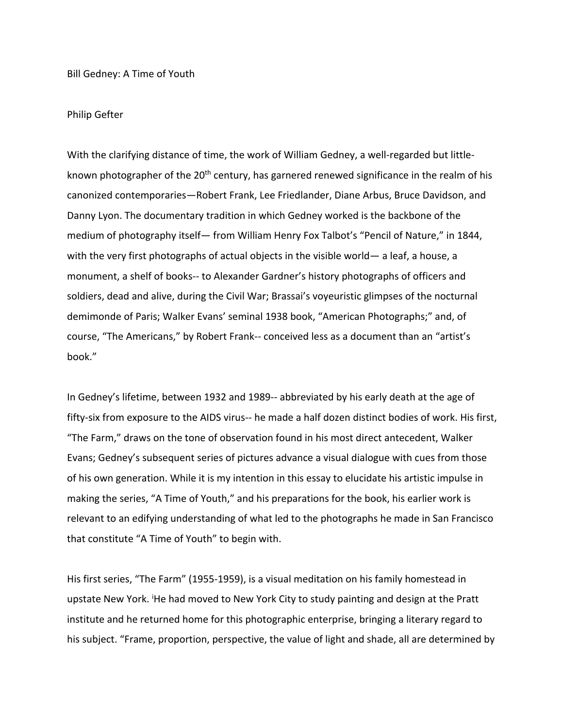# Bill Gedney: A Time of Youth

Philip Gefter

With the clarifying distance of time, the work of William Gedney, a well-regarded but little-known photographer of the 20th century, has garnered renewed significance in the realm of his canonized contemporaries—Robert Frank, Lee Friedlander, Diane Arbus, Bruce Davidson, and Danny Lyon. The documentary tradition in which Gedney worked is the backbone of the medium of photography itself— from William Henry Fox Talbot's "Pencil of Nature," in 1844, with the very first photographs of actual objects in the visible world— a leaf, a house, a monument, a shelf of books-- to Alexander Gardner's history photographs of officers and soldiers, dead and alive, during the Civil War; Brassai's voyeuristic glimpses of the nocturnal demimonde of Paris; Walker Evans' seminal 1938 book, "American Photographs;" and, of course, "The Americans," by Robert Frank-- conceived less as a document than an "artist's book."

In Gedney's lifetime, between 1932 and 1989-- abbreviated by his early death at the age of fifty-six from exposure to the AIDS virus-- he made a half dozen distinct bodies of work. His first, "The Farm," draws on the tone of observation found in his most direct antecedent, Walker Evans; Gedney's subsequent series of pictures advance a visual dialogue with cues from those of his own generation. While it is my intention in this essay to elucidate his artistic impulse in making the series, "A Time of Youth," and his preparations for the book, his earlier work is relevant to an edifying understanding of what led to the photographs he made in San Francisco that constitute "A Time of Youth" to begin with.

His first series, "The Farm" (1955-1959), is a visual meditation on his family homestead in upstate New York. [i]He had moved to New York City to study painting and design at the Pratt institute and he returned home for this photographic enterprise, bringing a literary regard to his subject. "Frame, proportion, perspective, the value of light and shade, all are determined by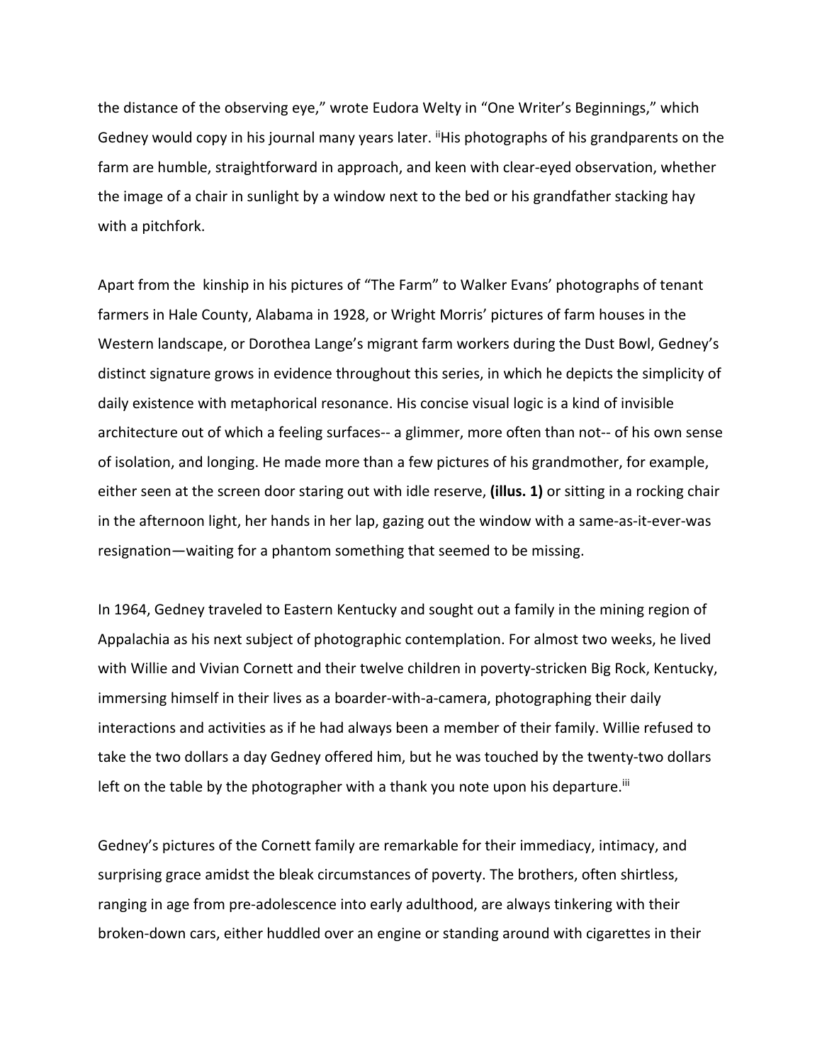the distance of the observing eye," wrote Eudora Welty in "One Writer's Beginnings," which Gedney would copy in his journal many years later. [ii]His photographs of his grandparents on the farm are humble, straightforward in approach, and keen with clear-eyed observation, whether the image of a chair in sunlight by a window next to the bed or his grandfather stacking hay with a pitchfork.

Apart from the kinship in his pictures of "The Farm" to Walker Evans' photographs of tenant farmers in Hale County, Alabama in 1928, or Wright Morris' pictures of farm houses in the Western landscape, or Dorothea Lange's migrant farm workers during the Dust Bowl, Gedney's distinct signature grows in evidence throughout this series, in which he depicts the simplicity of daily existence with metaphorical resonance. His concise visual logic is a kind of invisible architecture out of which a feeling surfaces-- a glimmer, more often than not-- of his own sense of isolation, and longing. He made more than a few pictures of his grandmother, for example, either seen at the screen door staring out with idle reserve, **(illus. 1)** or sitting in a rocking chair in the afternoon light, her hands in her lap, gazing out the window with a same-as-it-ever-was resignation—waiting for a phantom something that seemed to be missing.

In 1964, Gedney traveled to Eastern Kentucky and sought out a family in the mining region of Appalachia as his next subject of photographic contemplation. For almost two weeks, he lived with Willie and Vivian Cornett and their twelve children in poverty-stricken Big Rock, Kentucky, immersing himself in their lives as a boarder-with-a-camera, photographing their daily interactions and activities as if he had always been a member of their family. Willie refused to take the two dollars a day Gedney offered him, but he was touched by the twenty-two dollars left on the table by the photographer with a thank you note upon his departure.[iii]

Gedney's pictures of the Cornett family are remarkable for their immediacy, intimacy, and surprising grace amidst the bleak circumstances of poverty. The brothers, often shirtless, ranging in age from pre-adolescence into early adulthood, are always tinkering with their broken-down cars, either huddled over an engine or standing around with cigarettes in their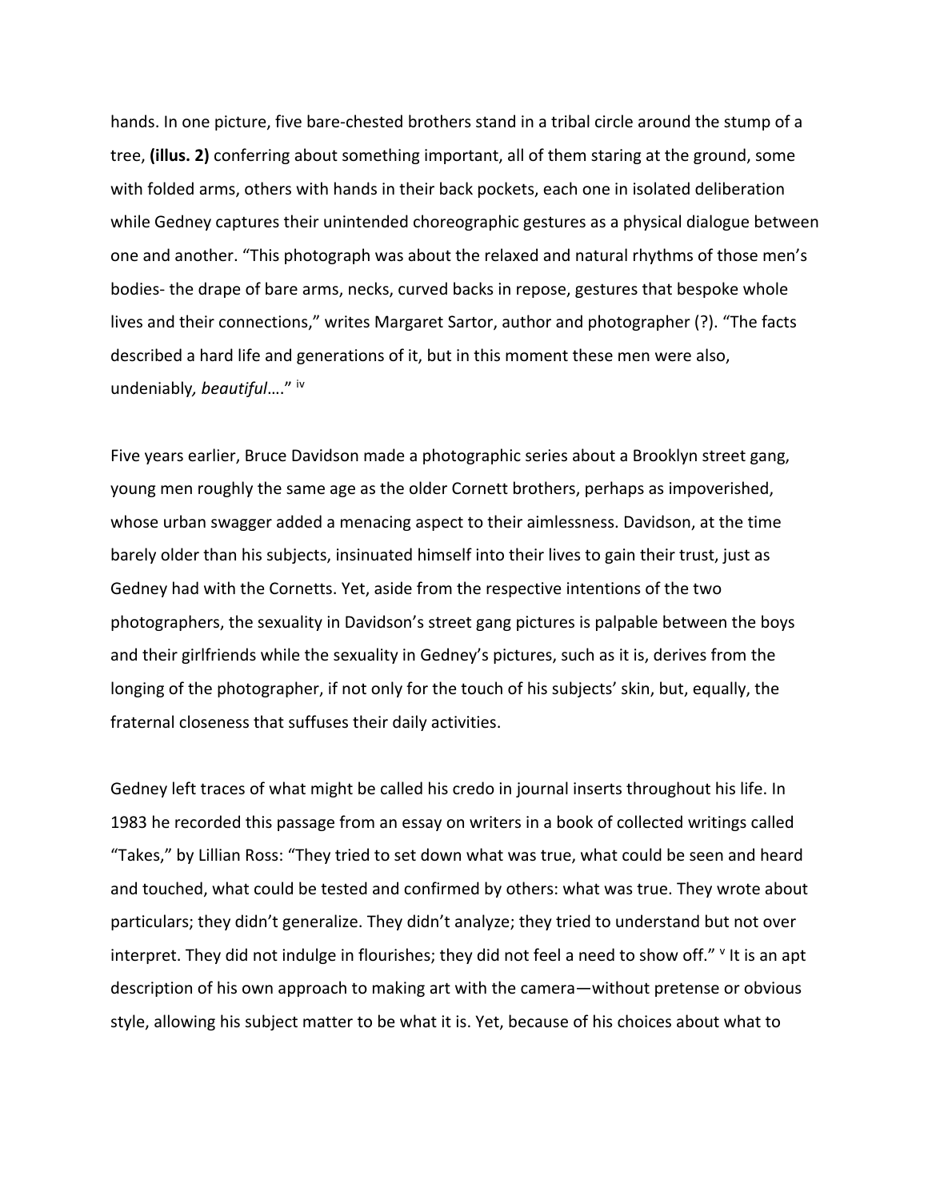hands. In one picture, five bare-chested brothers stand in a tribal circle around the stump of a tree, **(illus. 2)** conferring about something important, all of them staring at the ground, some with folded arms, others with hands in their back pockets, each one in isolated deliberation while Gedney captures their unintended choreographic gestures as a physical dialogue between one and another. "This photograph was about the relaxed and natural rhythms of those men's bodies- the drape of bare arms, necks, curved backs in repose, gestures that bespoke whole lives and their connections," writes Margaret Sartor, author and photographer (?). "The facts described a hard life and generations of it, but in this moment these men were also, undeniably*, beautiful*…." [iv]

Five years earlier, Bruce Davidson made a photographic series about a Brooklyn street gang, young men roughly the same age as the older Cornett brothers, perhaps as impoverished, whose urban swagger added a menacing aspect to their aimlessness. Davidson, at the time barely older than his subjects, insinuated himself into their lives to gain their trust, just as Gedney had with the Cornetts. Yet, aside from the respective intentions of the two photographers, the sexuality in Davidson's street gang pictures is palpable between the boys and their girlfriends while the sexuality in Gedney's pictures, such as it is, derives from the longing of the photographer, if not only for the touch of his subjects' skin, but, equally, the fraternal closeness that suffuses their daily activities.

Gedney left traces of what might be called his credo in journal inserts throughout his life. In 1983 he recorded this passage from an essay on writers in a book of collected writings called "Takes," by Lillian Ross: "They tried to set down what was true, what could be seen and heard and touched, what could be tested and confirmed by others: what was true. They wrote about particulars; they didn't generalize. They didn't analyze; they tried to understand but not over interpret. They did not indulge in flourishes; they did not feel a need to show off." [v] It is an apt description of his own approach to making art with the camera—without pretense or obvious style, allowing his subject matter to be what it is. Yet, because of his choices about what to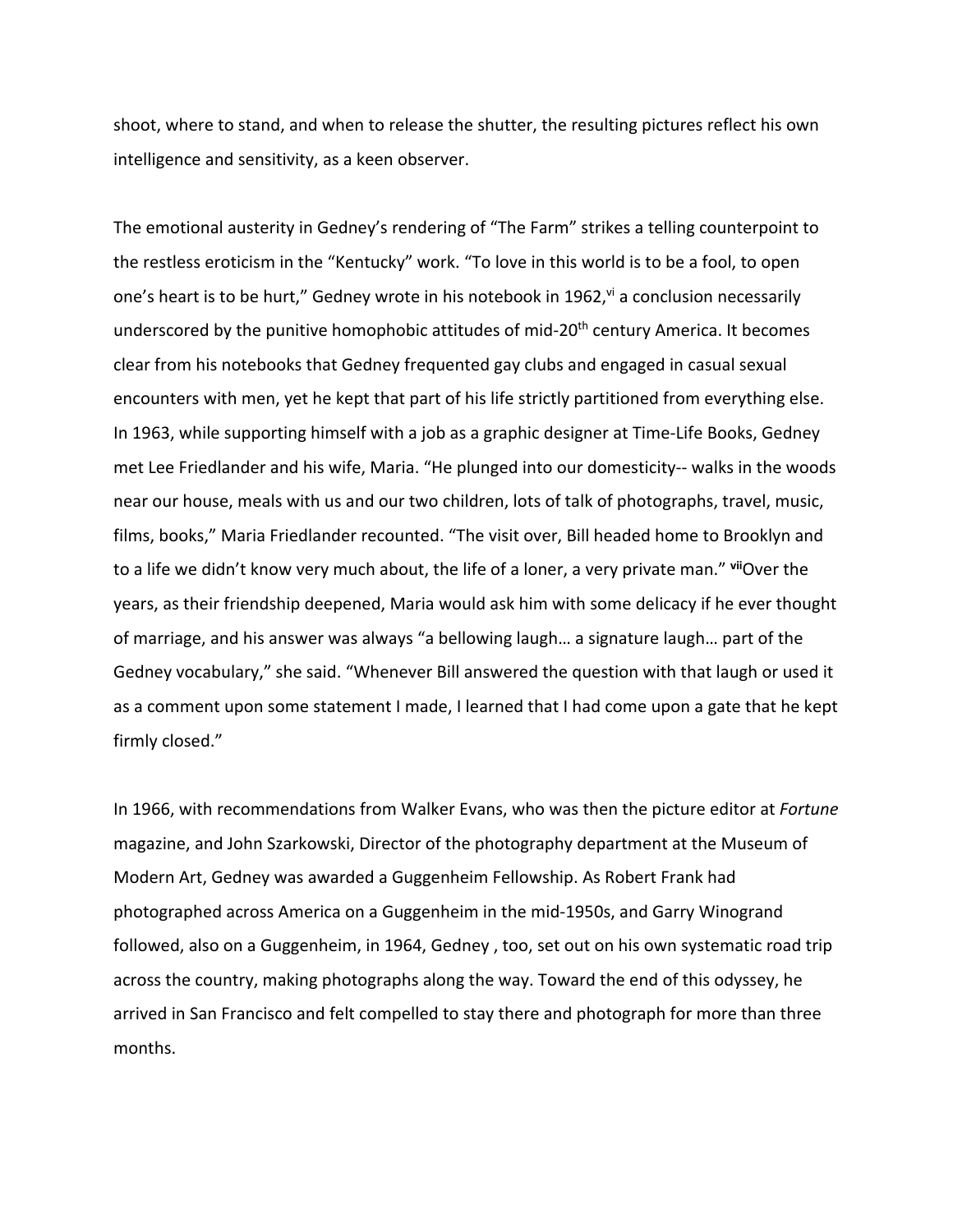shoot, where to stand, and when to release the shutter, the resulting pictures reflect his own intelligence and sensitivity, as a keen observer.

The emotional austerity in Gedney's rendering of "The Farm" strikes a telling counterpoint to the restless eroticism in the "Kentucky" work. "To love in this world is to be a fool, to open one's heart is to be hurt," Gedney wrote in his notebook in 1962,[vi] a conclusion necessarily underscored by the punitive homophobic attitudes of mid-20th century America. It becomes clear from his notebooks that Gedney frequented gay clubs and engaged in casual sexual encounters with men, yet he kept that part of his life strictly partitioned from everything else. In 1963, while supporting himself with a job as a graphic designer at Time-Life Books, Gedney met Lee Friedlander and his wife, Maria. "He plunged into our domesticity-- walks in the woods near our house, meals with us and our two children, lots of talk of photographs, travel, music, films, books," Maria Friedlander recounted. "The visit over, Bill headed home to Brooklyn and to a life we didn't know very much about, the life of a loner, a very private man." [vii]Over the years, as their friendship deepened, Maria would ask him with some delicacy if he ever thought of marriage, and his answer was always "a bellowing laugh… a signature laugh… part of the Gedney vocabulary," she said. "Whenever Bill answered the question with that laugh or used it as a comment upon some statement I made, I learned that I had come upon a gate that he kept firmly closed."

In 1966, with recommendations from Walker Evans, who was then the picture editor at *Fortune* magazine, and John Szarkowski, Director of the photography department at the Museum of Modern Art, Gedney was awarded a Guggenheim Fellowship. As Robert Frank had photographed across America on a Guggenheim in the mid-1950s, and Garry Winogrand followed, also on a Guggenheim, in 1964, Gedney , too, set out on his own systematic road trip across the country, making photographs along the way. Toward the end of this odyssey, he arrived in San Francisco and felt compelled to stay there and photograph for more than three months.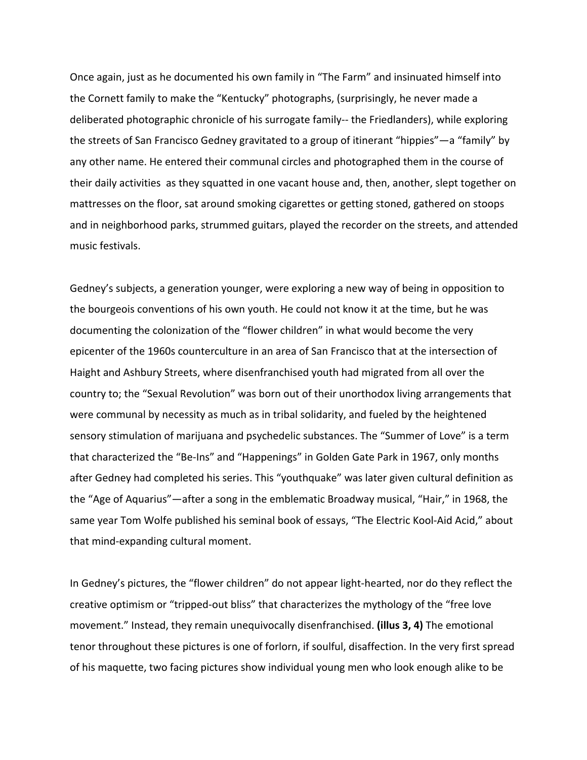Once again, just as he documented his own family in “The Farm” and insinuated himself into the Cornett family to make the “Kentucky” photographs, (surprisingly, he never made a deliberated photographic chronicle of his surrogate family-- the Friedlanders), while exploring the streets of San Francisco Gedney gravitated to a group of itinerant “hippies”—a “family” by any other name. He entered their communal circles and photographed them in the course of their daily activities  as they squatted in one vacant house and, then, another, slept together on mattresses on the floor, sat around smoking cigarettes or getting stoned, gathered on stoops and in neighborhood parks, strummed guitars, played the recorder on the streets, and attended music festivals.

Gedney’s subjects, a generation younger, were exploring a new way of being in opposition to the bourgeois conventions of his own youth. He could not know it at the time, but he was documenting the colonization of the “flower children” in what would become the very epicenter of the 1960s counterculture in an area of San Francisco that at the intersection of Haight and Ashbury Streets, where disenfranchised youth had migrated from all over the country to; the “Sexual Revolution” was born out of their unorthodox living arrangements that were communal by necessity as much as in tribal solidarity, and fueled by the heightened sensory stimulation of marijuana and psychedelic substances. The “Summer of Love” is a term that characterized the “Be-Ins” and “Happenings” in Golden Gate Park in 1967, only months after Gedney had completed his series. This “youthquake” was later given cultural definition as the “Age of Aquarius”—after a song in the emblematic Broadway musical, “Hair,” in 1968, the same year Tom Wolfe published his seminal book of essays, “The Electric Kool-Aid Acid,” about that mind-expanding cultural moment.

In Gedney’s pictures, the “flower children” do not appear light-hearted, nor do they reflect the creative optimism or “tripped-out bliss” that characterizes the mythology of the “free love movement.” Instead, they remain unequivocally disenfranchised. **(illus 3, 4)** The emotional tenor throughout these pictures is one of forlorn, if soulful, disaffection. In the very first spread of his maquette, two facing pictures show individual young men who look enough alike to be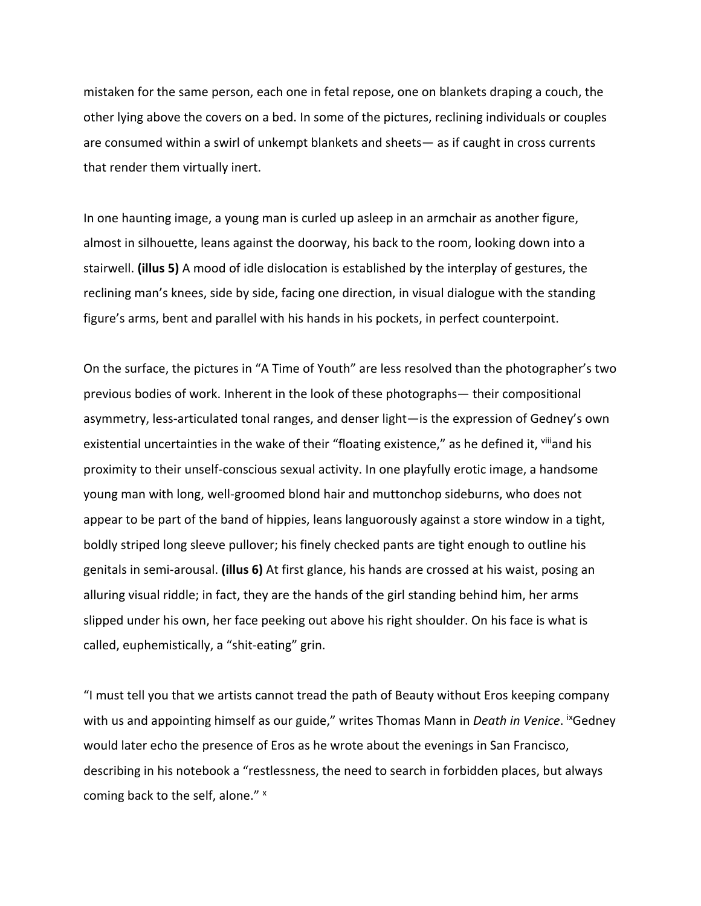mistaken for the same person, each one in fetal repose, one on blankets draping a couch, the other lying above the covers on a bed. In some of the pictures, reclining individuals or couples are consumed within a swirl of unkempt blankets and sheets— as if caught in cross currents that render them virtually inert.

In one haunting image, a young man is curled up asleep in an armchair as another figure, almost in silhouette, leans against the doorway, his back to the room, looking down into a stairwell. **(illus 5)** A mood of idle dislocation is established by the interplay of gestures, the reclining man's knees, side by side, facing one direction, in visual dialogue with the standing figure's arms, bent and parallel with his hands in his pockets, in perfect counterpoint.

On the surface, the pictures in "A Time of Youth" are less resolved than the photographer's two previous bodies of work. Inherent in the look of these photographs— their compositional asymmetry, less-articulated tonal ranges, and denser light—is the expression of Gedney's own existential uncertainties in the wake of their "floating existence," as he defined it, [viii]and his proximity to their unself-conscious sexual activity. In one playfully erotic image, a handsome young man with long, well-groomed blond hair and muttonchop sideburns, who does not appear to be part of the band of hippies, leans languorously against a store window in a tight, boldly striped long sleeve pullover; his finely checked pants are tight enough to outline his genitals in semi-arousal. **(illus 6)** At first glance, his hands are crossed at his waist, posing an alluring visual riddle; in fact, they are the hands of the girl standing behind him, her arms slipped under his own, her face peeking out above his right shoulder. On his face is what is called, euphemistically, a "shit-eating" grin.

"I must tell you that we artists cannot tread the path of Beauty without Eros keeping company with us and appointing himself as our guide," writes Thomas Mann in *Death in Venice*. [ix]Gedney would later echo the presence of Eros as he wrote about the evenings in San Francisco, describing in his notebook a "restlessness, the need to search in forbidden places, but always coming back to the self, alone." [x]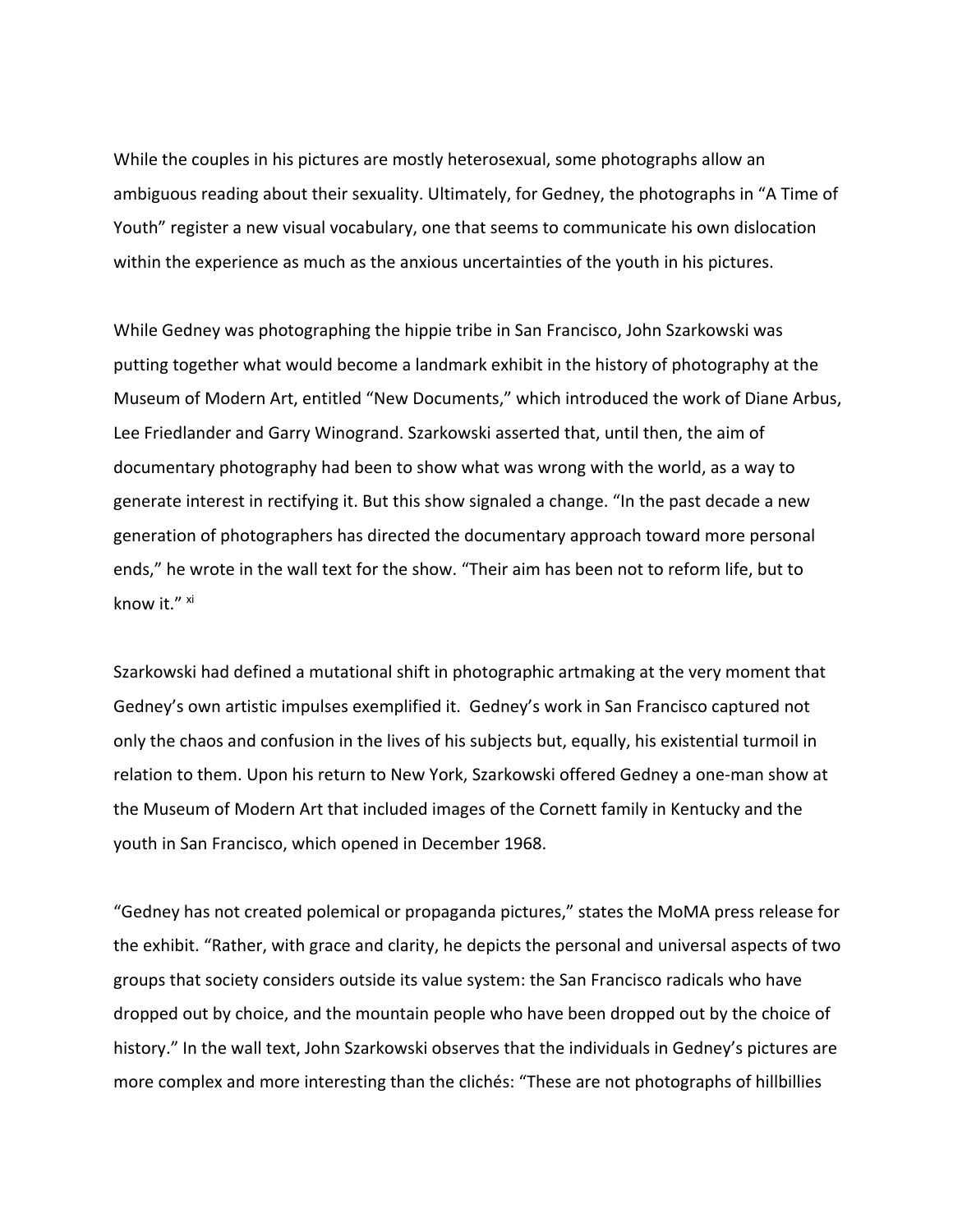While the couples in his pictures are mostly heterosexual, some photographs allow an ambiguous reading about their sexuality. Ultimately, for Gedney, the photographs in "A Time of Youth" register a new visual vocabulary, one that seems to communicate his own dislocation within the experience as much as the anxious uncertainties of the youth in his pictures.

While Gedney was photographing the hippie tribe in San Francisco, John Szarkowski was putting together what would become a landmark exhibit in the history of photography at the Museum of Modern Art, entitled "New Documents," which introduced the work of Diane Arbus, Lee Friedlander and Garry Winogrand. Szarkowski asserted that, until then, the aim of documentary photography had been to show what was wrong with the world, as a way to generate interest in rectifying it. But this show signaled a change. "In the past decade a new generation of photographers has directed the documentary approach toward more personal ends," he wrote in the wall text for the show. "Their aim has been not to reform life, but to know it." [xi]

Szarkowski had defined a mutational shift in photographic artmaking at the very moment that Gedney's own artistic impulses exemplified it. Gedney's work in San Francisco captured not only the chaos and confusion in the lives of his subjects but, equally, his existential turmoil in relation to them. Upon his return to New York, Szarkowski offered Gedney a one-man show at the Museum of Modern Art that included images of the Cornett family in Kentucky and the youth in San Francisco, which opened in December 1968.

"Gedney has not created polemical or propaganda pictures," states the MoMA press release for the exhibit. "Rather, with grace and clarity, he depicts the personal and universal aspects of two groups that society considers outside its value system: the San Francisco radicals who have dropped out by choice, and the mountain people who have been dropped out by the choice of history." In the wall text, John Szarkowski observes that the individuals in Gedney's pictures are more complex and more interesting than the clichés: "These are not photographs of hillbillies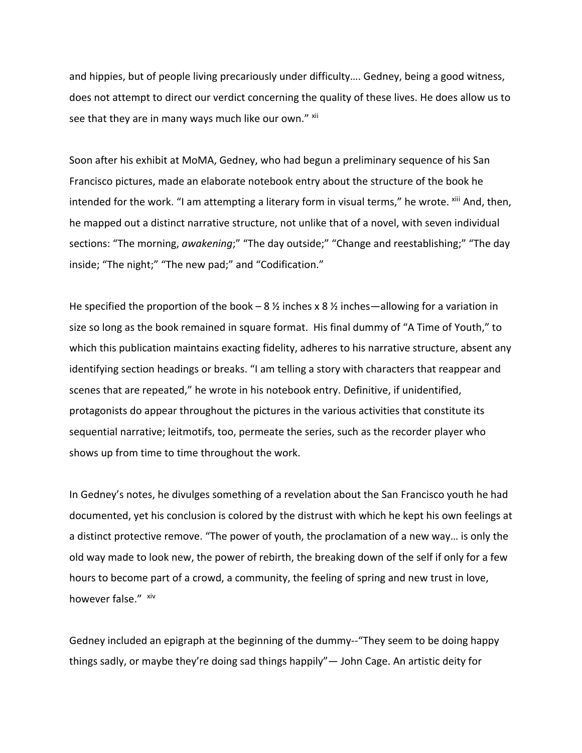and hippies, but of people living precariously under difficulty…. Gedney, being a good witness, does not attempt to direct our verdict concerning the quality of these lives. He does allow us to see that they are in many ways much like our own." [xii]

Soon after his exhibit at MoMA, Gedney, who had begun a preliminary sequence of his San Francisco pictures, made an elaborate notebook entry about the structure of the book he intended for the work. "I am attempting a literary form in visual terms," he wrote. [xiii] And, then, he mapped out a distinct narrative structure, not unlike that of a novel, with seven individual sections: "The morning, *awakening*;" "The day outside;" "Change and reestablishing;" "The day inside; "The night;" "The new pad;" and "Codification."

He specified the proportion of the book – 8 ½ inches x 8 ½ inches—allowing for a variation in size so long as the book remained in square format. His final dummy of "A Time of Youth," to which this publication maintains exacting fidelity, adheres to his narrative structure, absent any identifying section headings or breaks. "I am telling a story with characters that reappear and scenes that are repeated," he wrote in his notebook entry. Definitive, if unidentified, protagonists do appear throughout the pictures in the various activities that constitute its sequential narrative; leitmotifs, too, permeate the series, such as the recorder player who shows up from time to time throughout the work.

In Gedney's notes, he divulges something of a revelation about the San Francisco youth he had documented, yet his conclusion is colored by the distrust with which he kept his own feelings at a distinct protective remove. "The power of youth, the proclamation of a new way… is only the old way made to look new, the power of rebirth, the breaking down of the self if only for a few hours to become part of a crowd, a community, the feeling of spring and new trust in love, however false." [xiv]

Gedney included an epigraph at the beginning of the dummy--"They seem to be doing happy things sadly, or maybe they're doing sad things happily"— John Cage. An artistic deity for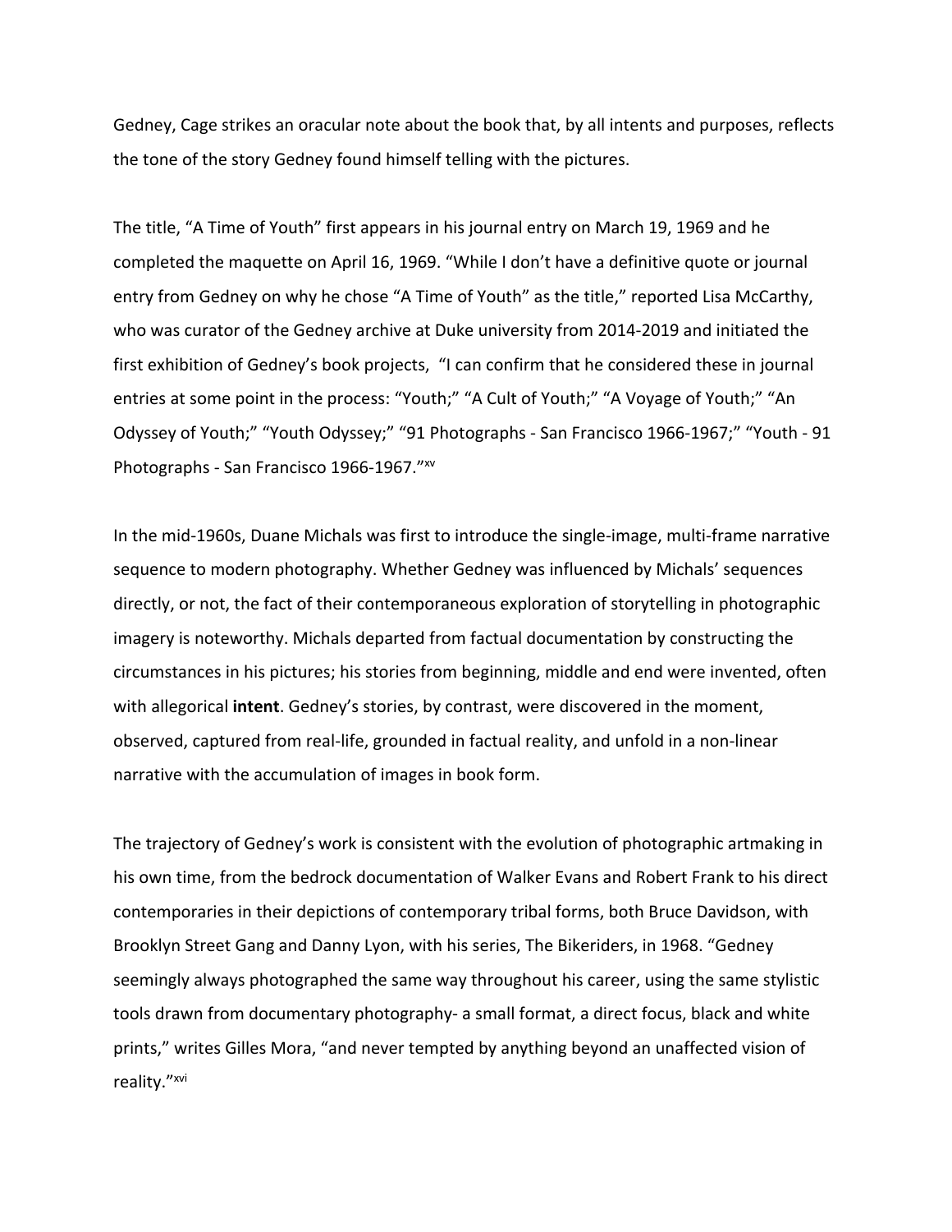Gedney, Cage strikes an oracular note about the book that, by all intents and purposes, reflects the tone of the story Gedney found himself telling with the pictures.

The title, "A Time of Youth" first appears in his journal entry on March 19, 1969 and he completed the maquette on April 16, 1969. "While I don't have a definitive quote or journal entry from Gedney on why he chose "A Time of Youth" as the title," reported Lisa McCarthy, who was curator of the Gedney archive at Duke university from 2014-2019 and initiated the first exhibition of Gedney's book projects, "I can confirm that he considered these in journal entries at some point in the process: "Youth;" "A Cult of Youth;" "A Voyage of Youth;" "An Odyssey of Youth;" "Youth Odyssey;" "91 Photographs - San Francisco 1966-1967;" "Youth - 91 Photographs - San Francisco 1966-1967."[xv]

In the mid-1960s, Duane Michals was first to introduce the single-image, multi-frame narrative sequence to modern photography. Whether Gedney was influenced by Michals' sequences directly, or not, the fact of their contemporaneous exploration of storytelling in photographic imagery is noteworthy. Michals departed from factual documentation by constructing the circumstances in his pictures; his stories from beginning, middle and end were invented, often with allegorical **intent**. Gedney's stories, by contrast, were discovered in the moment, observed, captured from real-life, grounded in factual reality, and unfold in a non-linear narrative with the accumulation of images in book form.

The trajectory of Gedney's work is consistent with the evolution of photographic artmaking in his own time, from the bedrock documentation of Walker Evans and Robert Frank to his direct contemporaries in their depictions of contemporary tribal forms, both Bruce Davidson, with Brooklyn Street Gang and Danny Lyon, with his series, The Bikeriders, in 1968. "Gedney seemingly always photographed the same way throughout his career, using the same stylistic tools drawn from documentary photography- a small format, a direct focus, black and white prints," writes Gilles Mora, "and never tempted by anything beyond an unaffected vision of reality."[xvi]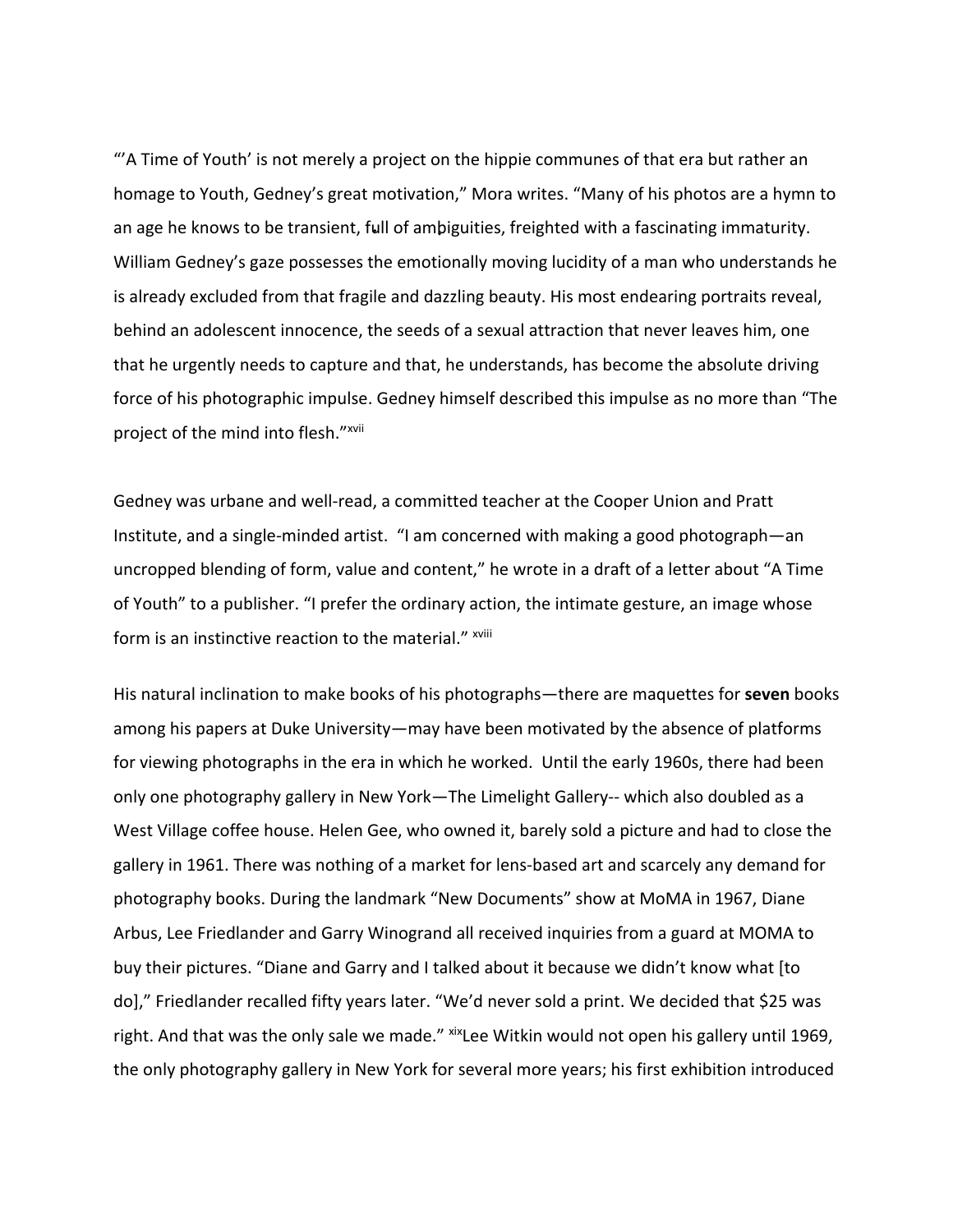"'A Time of Youth' is not merely a project on the hippie communes of that era but rather an homage to Youth, Gedney's great motivation," Mora writes. "Many of his photos are a hymn to an age he knows to be transient, full of ambiguities, freighted with a fascinating immaturity. William Gedney's gaze possesses the emotionally moving lucidity of a man who understands he is already excluded from that fragile and dazzling beauty. His most endearing portraits reveal, behind an adolescent innocence, the seeds of a sexual attraction that never leaves him, one that he urgently needs to capture and that, he understands, has become the absolute driving force of his photographic impulse. Gedney himself described this impulse as no more than "The project of the mind into flesh."[xvii]

Gedney was urbane and well-read, a committed teacher at the Cooper Union and Pratt Institute, and a single-minded artist. "I am concerned with making a good photograph—an uncropped blending of form, value and content," he wrote in a draft of a letter about "A Time of Youth" to a publisher. "I prefer the ordinary action, the intimate gesture, an image whose form is an instinctive reaction to the material." [xviii]

His natural inclination to make books of his photographs—there are maquettes for **seven** books among his papers at Duke University—may have been motivated by the absence of platforms for viewing photographs in the era in which he worked. Until the early 1960s, there had been only one photography gallery in New York—The Limelight Gallery-- which also doubled as a West Village coffee house. Helen Gee, who owned it, barely sold a picture and had to close the gallery in 1961. There was nothing of a market for lens-based art and scarcely any demand for photography books. During the landmark "New Documents" show at MoMA in 1967, Diane Arbus, Lee Friedlander and Garry Winogrand all received inquiries from a guard at MOMA to buy their pictures. "Diane and Garry and I talked about it because we didn't know what [to do]," Friedlander recalled fifty years later. "We'd never sold a print. We decided that $25 was right. And that was the only sale we made." [xix]Lee Witkin would not open his gallery until 1969, the only photography gallery in New York for several more years; his first exhibition introduced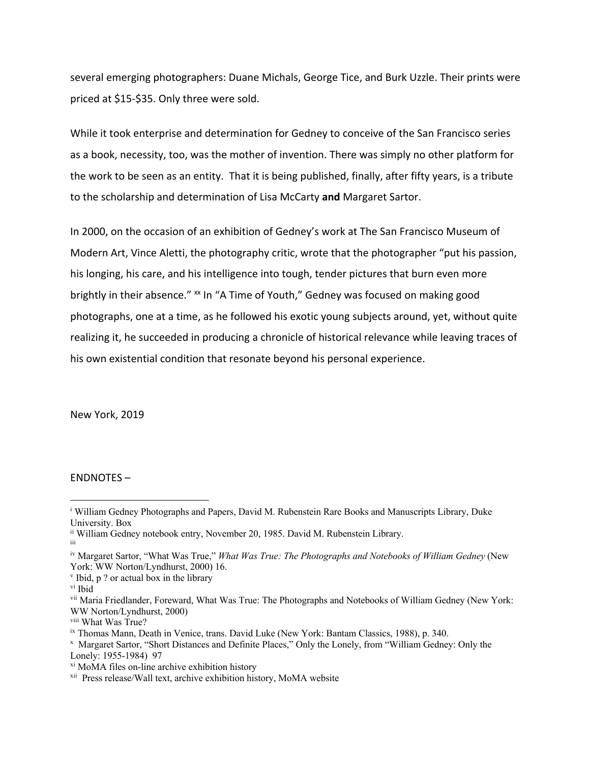several emerging photographers: Duane Michals, George Tice, and Burk Uzzle. Their prints were priced at $15-$35. Only three were sold.

While it took enterprise and determination for Gedney to conceive of the San Francisco series as a book, necessity, too, was the mother of invention. There was simply no other platform for the work to be seen as an entity. That it is being published, finally, after fifty years, is a tribute to the scholarship and determination of Lisa McCarty **and** Margaret Sartor.

In 2000, on the occasion of an exhibition of Gedney's work at The San Francisco Museum of Modern Art, Vince Aletti, the photography critic, wrote that the photographer "put his passion, his longing, his care, and his intelligence into tough, tender pictures that burn even more brightly in their absence." [xx] In "A Time of Youth," Gedney was focused on making good photographs, one at a time, as he followed his exotic young subjects around, yet, without quite realizing it, he succeeded in producing a chronicle of historical relevance while leaving traces of his own existential condition that resonate beyond his personal experience.

New York, 2019

ENDNOTES –

[i] William Gedney Photographs and Papers, David M. Rubenstein Rare Books and Manuscripts Library, Duke University. Box

[ii] William Gedney notebook entry, November 20, 1985. David M. Rubenstein Library.

[iii]

[iv] Margaret Sartor, "What Was True," *What Was True: The Photographs and Notebooks of William Gedney* (New York: WW Norton/Lyndhurst, 2000) 16.

[v] Ibid, p ? or actual box in the library

[vi] Ibid

[vii] Maria Friedlander, Foreward, What Was True: The Photographs and Notebooks of William Gedney (New York: WW Norton/Lyndhurst, 2000)

[viii] What Was True?

[ix] Thomas Mann, Death in Venice, trans. David Luke (New York: Bantam Classics, 1988), p. 340.

[x] Margaret Sartor, "Short Distances and Definite Places," Only the Lonely, from "William Gedney: Only the Lonely: 1955-1984) 97

[xi] MoMA files on-line archive exhibition history

[xii] Press release/Wall text, archive exhibition history, MoMA website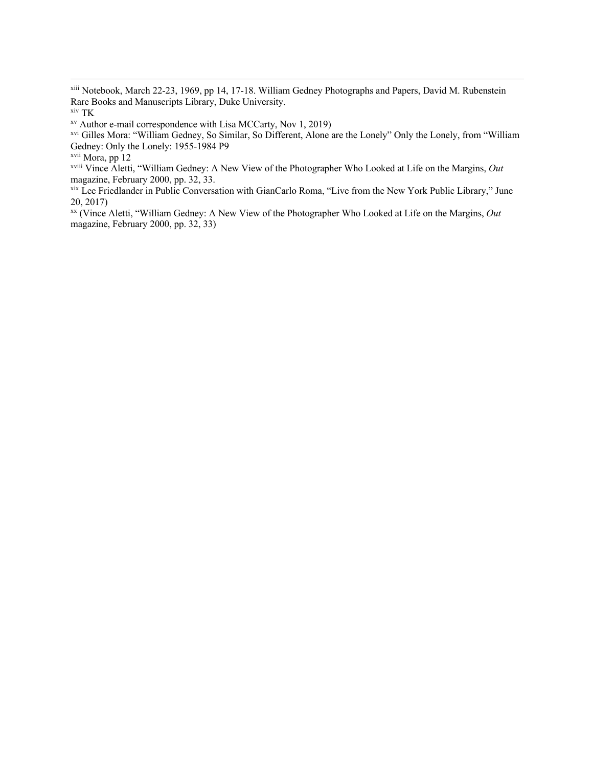---

[xiii] Notebook, March 22-23, 1969, pp 14, 17-18. William Gedney Photographs and Papers, David M. Rubenstein Rare Books and Manuscripts Library, Duke University.

[xiv] TK

[xv] Author e-mail correspondence with Lisa MCCarty, Nov 1, 2019)

[xvi] Gilles Mora: "William Gedney, So Similar, So Different, Alone are the Lonely" Only the Lonely, from "William Gedney: Only the Lonely: 1955-1984 P9

[xvii] Mora, pp 12

[xviii] Vince Aletti, "William Gedney: A New View of the Photographer Who Looked at Life on the Margins, *Out* magazine, February 2000, pp. 32, 33.

[xix] Lee Friedlander in Public Conversation with GianCarlo Roma, "Live from the New York Public Library," June 20, 2017)

[xx] (Vince Aletti, "William Gedney: A New View of the Photographer Who Looked at Life on the Margins, *Out* magazine, February 2000, pp. 32, 33)